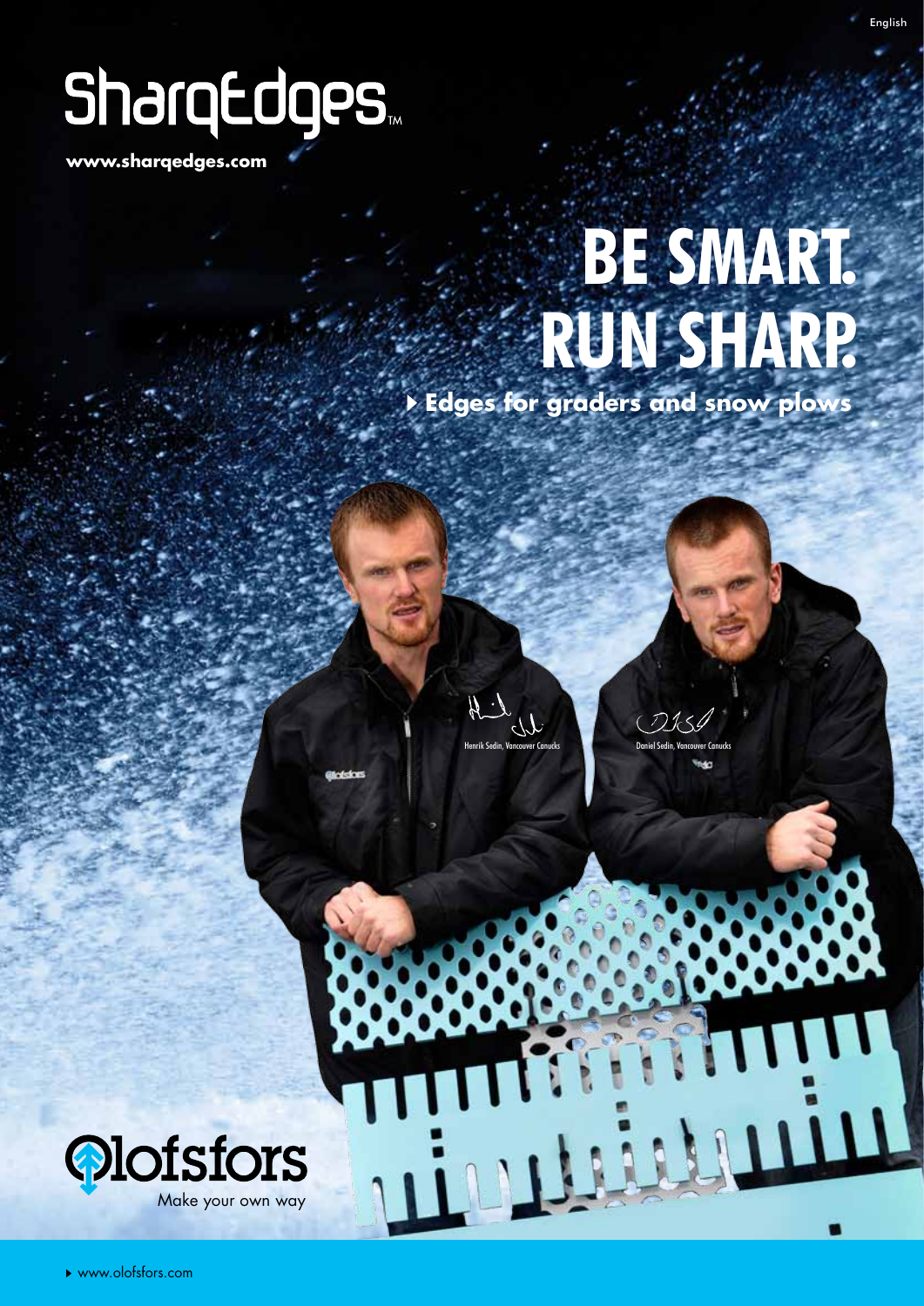English

SharqEdges™

**www.sharqedges.com**

# BE SMART. RUN SHARP.

▸ **Edges for graders and snow plows**

Henrik Sedin, Vancouver Canucks

Daniel Sedin, Vancouver Canucks

Olofsfors

Make your own way

▸ www.olofsfors.com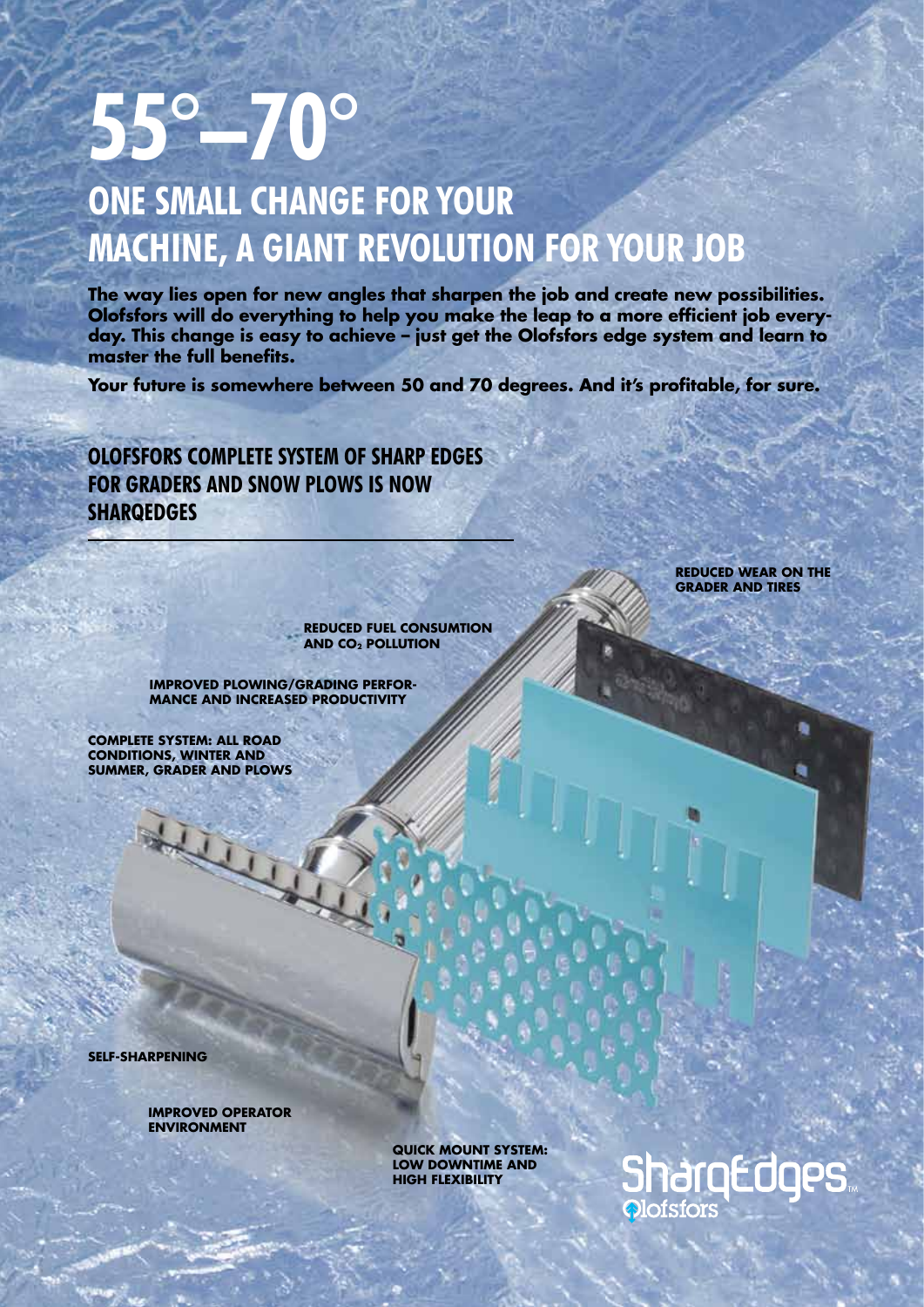# 55°–70°

## ONE SMALL CHANGE FOR YOUR MACHINE, A GIANT REVOLUTION FOR YOUR JOB

**The way lies open for new angles that sharpen the job and create new possibilities. Olofsfors will do everything to help you make the leap to a more efficient job everyday. This change is easy to achieve – just get the Olofsfors edge system and learn to master the full benefits.**

**Your future is somewhere between 50 and 70 degrees. And it's profitable, for sure.**

### OLOFSFORS COMPLETE SYSTEM OF SHARP EDGES FOR GRADERS AND SNOW PLOWS IS NOW SHARQEDGES

**REDUCED WEAR ON THE GRADER AND TIRES**

**REDUCED FUEL CONSUMTION AND $CO_2$ POLLUTION**

**IMPROVED PLOWING/GRADING PERFORMANCE AND INCREASED PRODUCTIVITY**

**COMPLETE SYSTEM: ALL ROAD CONDITIONS, WINTER AND SUMMER, GRADER AND PLOWS**

**SELF-SHARPENING**

**IMPROVED OPERATOR ENVIRONMENT**

**QUICK MOUNT SYSTEM: LOW DOWNTIME AND HIGH FLEXIBILITY**

SharqEdges™ Olofsfors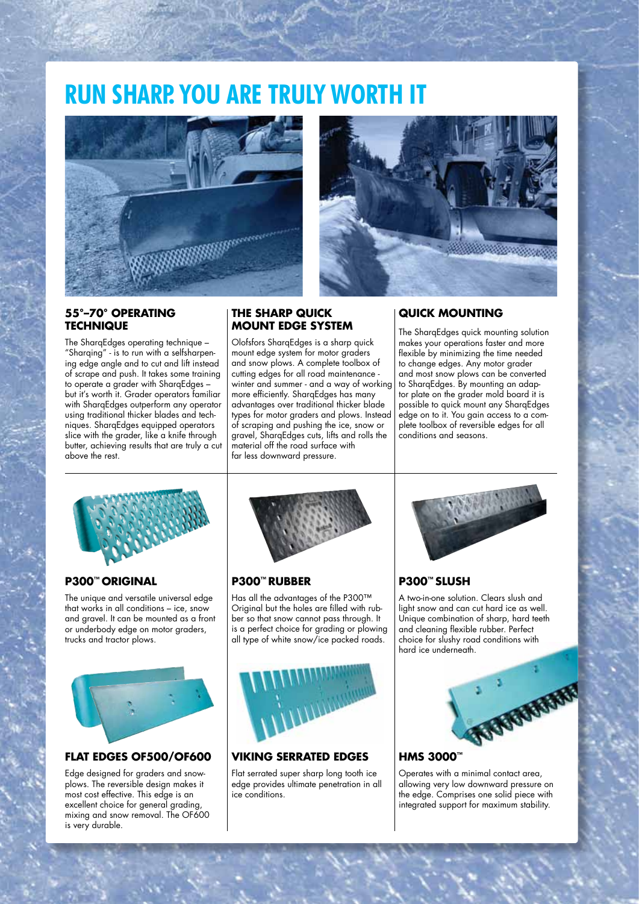# RUN SHARP. YOU ARE TRULY WORTH IT

### 55°–70° OPERATING TECHNIQUE

The SharqEdges operating technique – "Sharqing" - is to run with a selfsharpening edge angle and to cut and lift instead of scrape and push. It takes some training to operate a grader with SharqEdges – but it's worth it. Grader operators familiar with SharqEdges outperform any operator using traditional thicker blades and techniques. SharqEdges equipped operators slice with the grader, like a knife through butter, achieving results that are truly a cut above the rest.

### THE SHARP QUICK MOUNT EDGE SYSTEM

Olofsfors SharqEdges is a sharp quick mount edge system for motor graders and snow plows. A complete toolbox of cutting edges for all road maintenance - winter and summer - and a way of working more efficiently. SharqEdges has many advantages over traditional thicker blade types for motor graders and plows. Instead of scraping and pushing the ice, snow or gravel, SharqEdges cuts, lifts and rolls the material off the road surface with far less downward pressure.

### QUICK MOUNTING

The SharqEdges quick mounting solution makes your operations faster and more flexible by minimizing the time needed to change edges. Any motor grader and most snow plows can be converted to SharqEdges. By mounting an adaptor plate on the grader mold board it is possible to quick mount any SharqEdges edge on to it. You gain access to a complete toolbox of reversible edges for all conditions and seasons.

### P300™ ORIGINAL

The unique and versatile universal edge that works in all conditions – ice, snow and gravel. It can be mounted as a front or underbody edge on motor graders, trucks and tractor plows.

### P300™ RUBBER

Has all the advantages of the P300™ Original but the holes are filled with rubber so that snow cannot pass through. It is a perfect choice for grading or plowing all type of white snow/ice packed roads.

### P300™ SLUSH

A two-in-one solution. Clears slush and light snow and can cut hard ice as well. Unique combination of sharp, hard teeth and cleaning flexible rubber. Perfect choice for slushy road conditions with hard ice underneath.

### FLAT EDGES OF500/OF600

Edge designed for graders and snowplows. The reversible design makes it most cost effective. This edge is an excellent choice for general grading, mixing and snow removal. The OF600 is very durable.

### VIKING SERRATED EDGES

Flat serrated super sharp long tooth ice edge provides ultimate penetration in all ice conditions.

### HMS 3000™

Operates with a minimal contact area, allowing very low downward pressure on the edge. Comprises one solid piece with integrated support for maximum stability.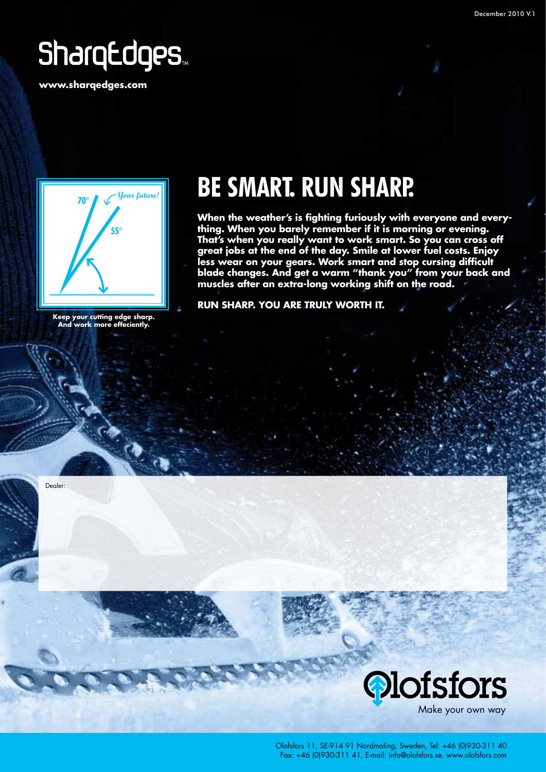December 2010 V.1

# SharqEdges™

**www.sharqedges.com**

70°

Your future!

55°

**Keep your cutting edge sharp. And work more effeciently.**

# BE SMART. RUN SHARP.

**When the weather's is fighting furiously with everyone and everything. When you barely remember if it is morning or evening. That's when you really want to work smart. So you can cross off great jobs at the end of the day. Smile at lower fuel costs. Enjoy less wear on your gears. Work smart and stop cursing difficult blade changes. And get a warm "thank you" from your back and muscles after an extra-long working shift on the road.**

**RUN SHARP. YOU ARE TRULY WORTH IT.**

Dealer:

Olofsfors

Make your own way

Olofsfors 11, SE-914 91 Nordmaling, Sweden, Tel: +46 (0)930-311 40
Fax: +46 (0)930-311 41, E-mail: info@olofsfors.se, www.olofsfors.com